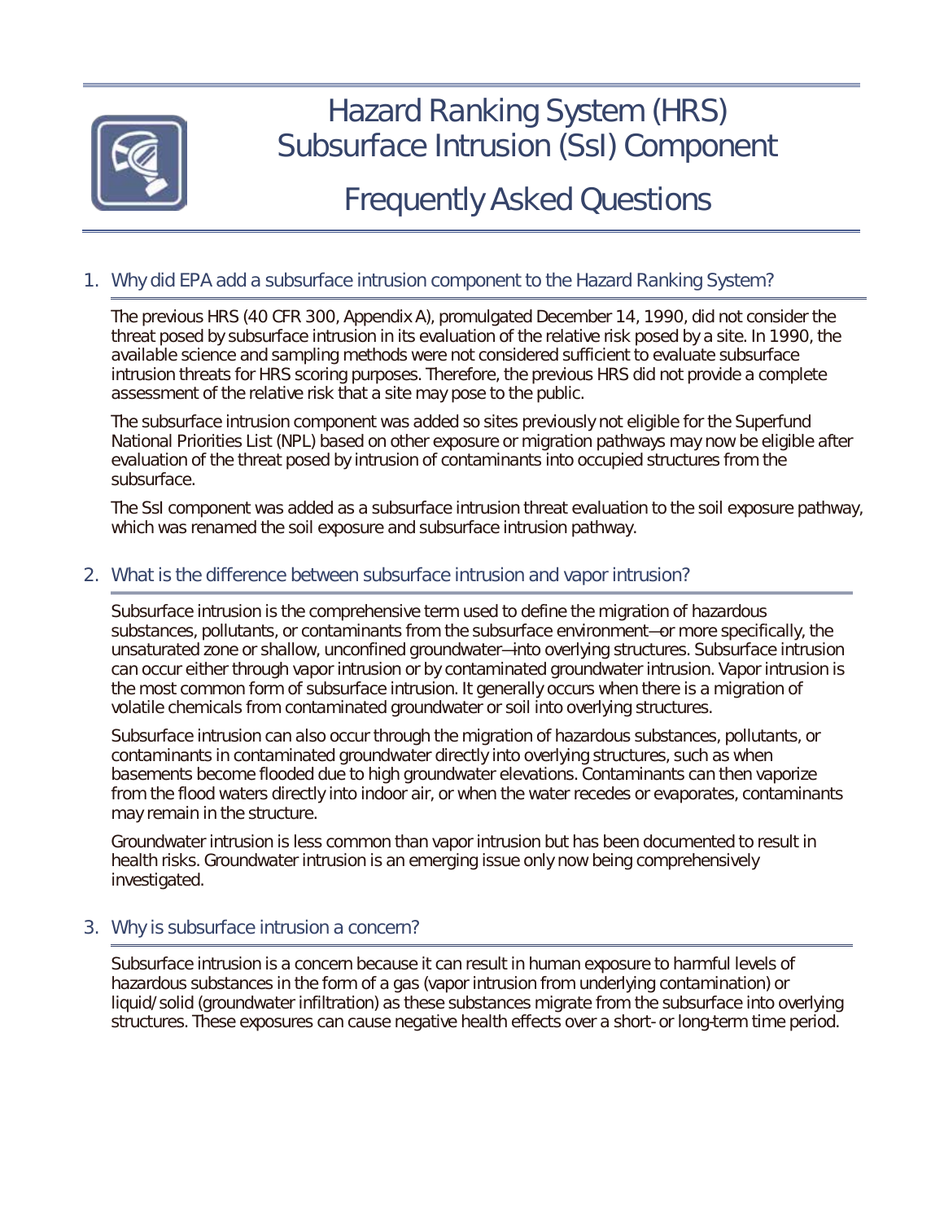# Hazard Ranking System (HRS) Subsurface Intrusion (SsI) Component

# Frequently Asked Questions

## 1. Why did EPA add a subsurface intrusion component to the Hazard Ranking System?

The previous HRS (40 CFR 300, Appendix A), promulgated December 14, 1990, did not consider the threat posed by subsurface intrusion in its evaluation of the relative risk posed by a site. In 1990, the available science and sampling methods were not considered sufficient to evaluate subsurface intrusion threats for HRS scoring purposes. Therefore, the previous HRS did not provide a complete assessment of the relative risk that a site may pose to the public.

The subsurface intrusion component was added so sites previously not eligible for the Superfund National Priorities List (NPL) based on other exposure or migration pathways may now be eligible after evaluation of the threat posed by intrusion of contaminants into occupied structures from the subsurface.

The SsI component was added as a subsurface intrusion threat evaluation to the soil exposure pathway, which was renamed the soil exposure and subsurface intrusion pathway.

## 2. What is the difference between subsurface intrusion and vapor intrusion?

Subsurface intrusion is the comprehensive term used to define the migration of hazardous substances, pollutants, or contaminants from the subsurface environment—or more specifically, the unsaturated zone or shallow, unconfined groundwater—into overlying structures. Subsurface intrusion can occur either through vapor intrusion or by contaminated groundwater intrusion. Vapor intrusion is the most common form of subsurface intrusion. It generally occurs when there is a migration of volatile chemicals from contaminated groundwater or soil into overlying structures.

Subsurface intrusion can also occur through the migration of hazardous substances, pollutants, or contaminants in contaminated groundwater directly into overlying structures, such as when basements become flooded due to high groundwater elevations. Contaminants can then vaporize from the flood waters directly into indoor air, or when the water recedes or evaporates, contaminants may remain in the structure.

Groundwater intrusion is less common than vapor intrusion but has been documented to result in health risks. Groundwater intrusion is an emerging issue only now being comprehensively investigated.

## 3. Why is subsurface intrusion a concern?

Subsurface intrusion is a concern because it can result in human exposure to harmful levels of hazardous substances in the form of a gas (vapor intrusion from underlying contamination) or liquid/solid (groundwater infiltration) as these substances migrate from the subsurface into overlying structures. These exposures can cause negative health effects over a short- or long-term time period.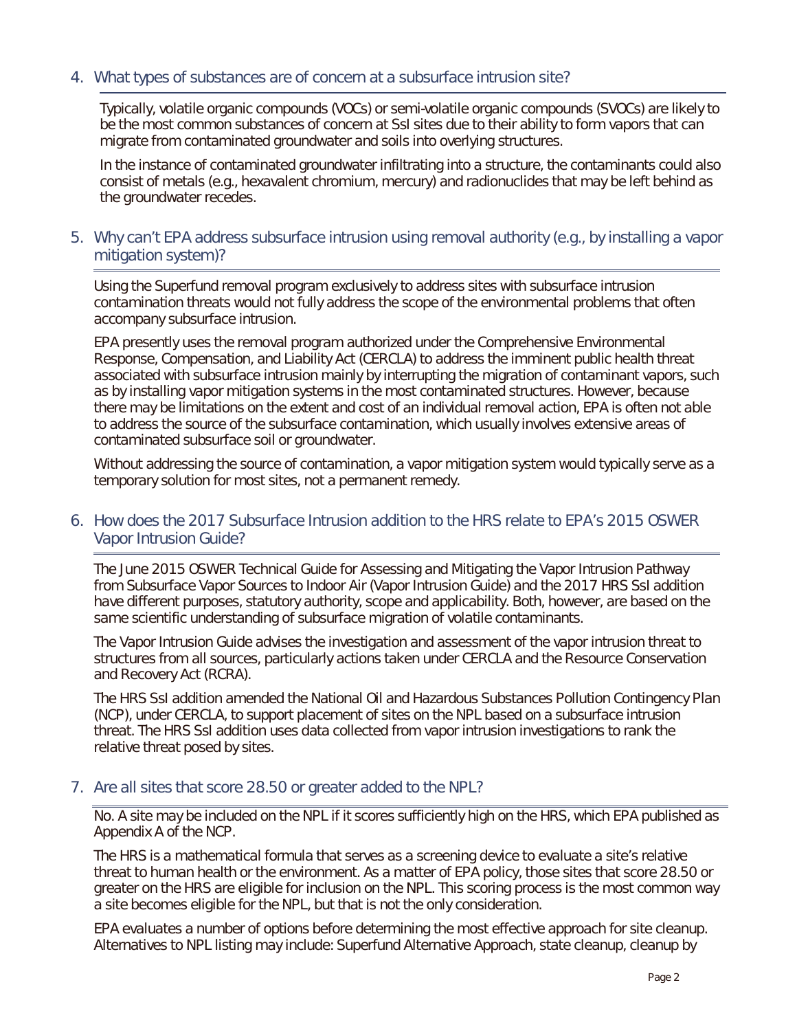## 4. What types of substances are of concern at a subsurface intrusion site?

Typically, volatile organic compounds (VOCs) or semi-volatile organic compounds (SVOCs) are likely to be the most common substances of concern at SsI sites due to their ability to form vapors that can migrate from contaminated groundwater and soils into overlying structures.

In the instance of contaminated groundwater infiltrating into a structure, the contaminants could also consist of metals (e.g., hexavalent chromium, mercury) and radionuclides that may be left behind as the groundwater recedes.

## 5. Why can't EPA address subsurface intrusion using removal authority (e.g., by installing a vapor mitigation system)?

Using the Superfund removal program exclusively to address sites with subsurface intrusion contamination threats would not fully address the scope of the environmental problems that often accompany subsurface intrusion.

EPA presently uses the removal program authorized under the Comprehensive Environmental Response, Compensation, and Liability Act (CERCLA) to address the imminent public health threat associated with subsurface intrusion mainly by interrupting the migration of contaminant vapors, such as by installing vapor mitigation systems in the most contaminated structures. However, because there may be limitations on the extent and cost of an individual removal action, EPA is often not able to address the source of the subsurface contamination, which usually involves extensive areas of contaminated subsurface soil or groundwater.

Without addressing the source of contamination, a vapor mitigation system would typically serve as a temporary solution for most sites, not a permanent remedy.

## 6. How does the 2017 Subsurface Intrusion addition to the HRS relate to EPA's 2015 OSWER Vapor Intrusion Guide?

The June 2015 OSWER Technical Guide for Assessing and Mitigating the Vapor Intrusion Pathway from Subsurface Vapor Sources to Indoor Air (Vapor Intrusion Guide) and the 2017 HRS SsI addition have different purposes, statutory authority, scope and applicability. Both, however, are based on the same scientific understanding of subsurface migration of volatile contaminants.

The Vapor Intrusion Guide advises the investigation and assessment of the vapor intrusion threat to structures from all sources, particularly actions taken under CERCLA and the Resource Conservation and Recovery Act (RCRA).

The HRS SsI addition amended the National Oil and Hazardous Substances Pollution Contingency Plan (NCP), under CERCLA, to support placement of sites on the NPL based on a subsurface intrusion threat. The HRS SsI addition uses data collected from vapor intrusion investigations to rank the relative threat posed by sites.

## 7. Are all sites that score 28.50 or greater added to the NPL?

No. A site may be included on the NPL if it scores sufficiently high on the HRS, which EPA published as Appendix A of the NCP.

The HRS is a mathematical formula that serves as a screening device to evaluate a site's relative threat to human health or the environment. As a matter of EPA policy, those sites that score 28.50 or greater on the HRS are eligible for inclusion on the NPL. This scoring process is the most common way a site becomes eligible for the NPL, but that is not the only consideration.

EPA evaluates a number of options before determining the most effective approach for site cleanup. Alternatives to NPL listing may include: Superfund Alternative Approach, state cleanup, cleanup by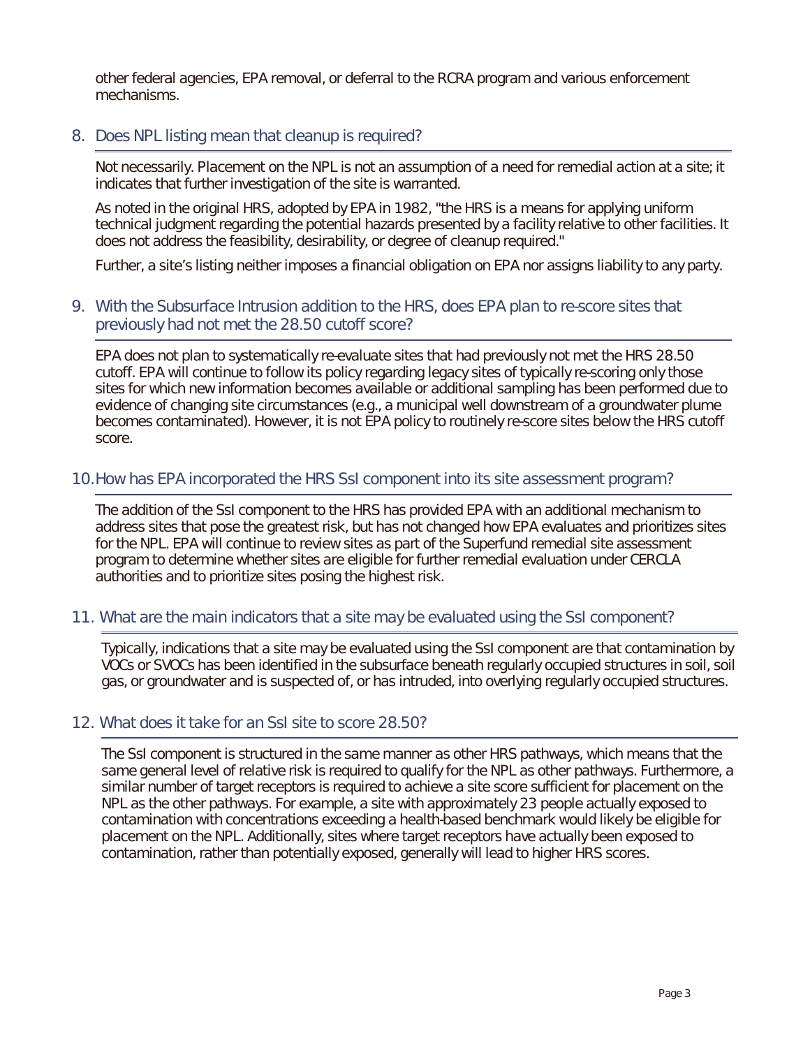other federal agencies, EPA removal, or deferral to the RCRA program and various enforcement mechanisms.

## 8. Does NPL listing mean that cleanup is required?

Not necessarily. Placement on the NPL is not an assumption of a need for remedial action at a site; it indicates that further investigation of the site is warranted.

As noted in the original HRS, adopted by EPA in 1982, "the HRS is a means for applying uniform technical judgment regarding the potential hazards presented by a facility relative to other facilities. It does not address the feasibility, desirability, or degree of cleanup required."

Further, a site's listing neither imposes a financial obligation on EPA nor assigns liability to any party.

## 9. With the Subsurface Intrusion addition to the HRS, does EPA plan to re-score sites that previously had not met the 28.50 cutoff score?

EPA does not plan to systematically re-evaluate sites that had previously not met the HRS 28.50 cutoff. EPA will continue to follow its policy regarding legacy sites of typically re-scoring only those sites for which new information becomes available or additional sampling has been performed due to evidence of changing site circumstances (e.g., a municipal well downstream of a groundwater plume becomes contaminated). However, it is not EPA policy to routinely re-score sites below the HRS cutoff score.

## 10. How has EPA incorporated the HRS SsI component into its site assessment program?

The addition of the SsI component to the HRS has provided EPA with an additional mechanism to address sites that pose the greatest risk, but has not changed how EPA evaluates and prioritizes sites for the NPL. EPA will continue to review sites as part of the Superfund remedial site assessment program to determine whether sites are eligible for further remedial evaluation under CERCLA authorities and to prioritize sites posing the highest risk.

## 11. What are the main indicators that a site may be evaluated using the SsI component?

Typically, indications that a site may be evaluated using the SsI component are that contamination by VOCs or SVOCs has been identified in the subsurface beneath regularly occupied structures in soil, soil gas, or groundwater and is suspected of, or has intruded, into overlying regularly occupied structures.

## 12. What does it take for an SsI site to score 28.50?

The SsI component is structured in the same manner as other HRS pathways, which means that the same general level of relative risk is required to qualify for the NPL as other pathways. Furthermore, a similar number of target receptors is required to achieve a site score sufficient for placement on the NPL as the other pathways. For example, a site with approximately 23 people actually exposed to contamination with concentrations exceeding a health-based benchmark would likely be eligible for placement on the NPL. Additionally, sites where target receptors have actually been exposed to contamination, rather than potentially exposed, generally will lead to higher HRS scores.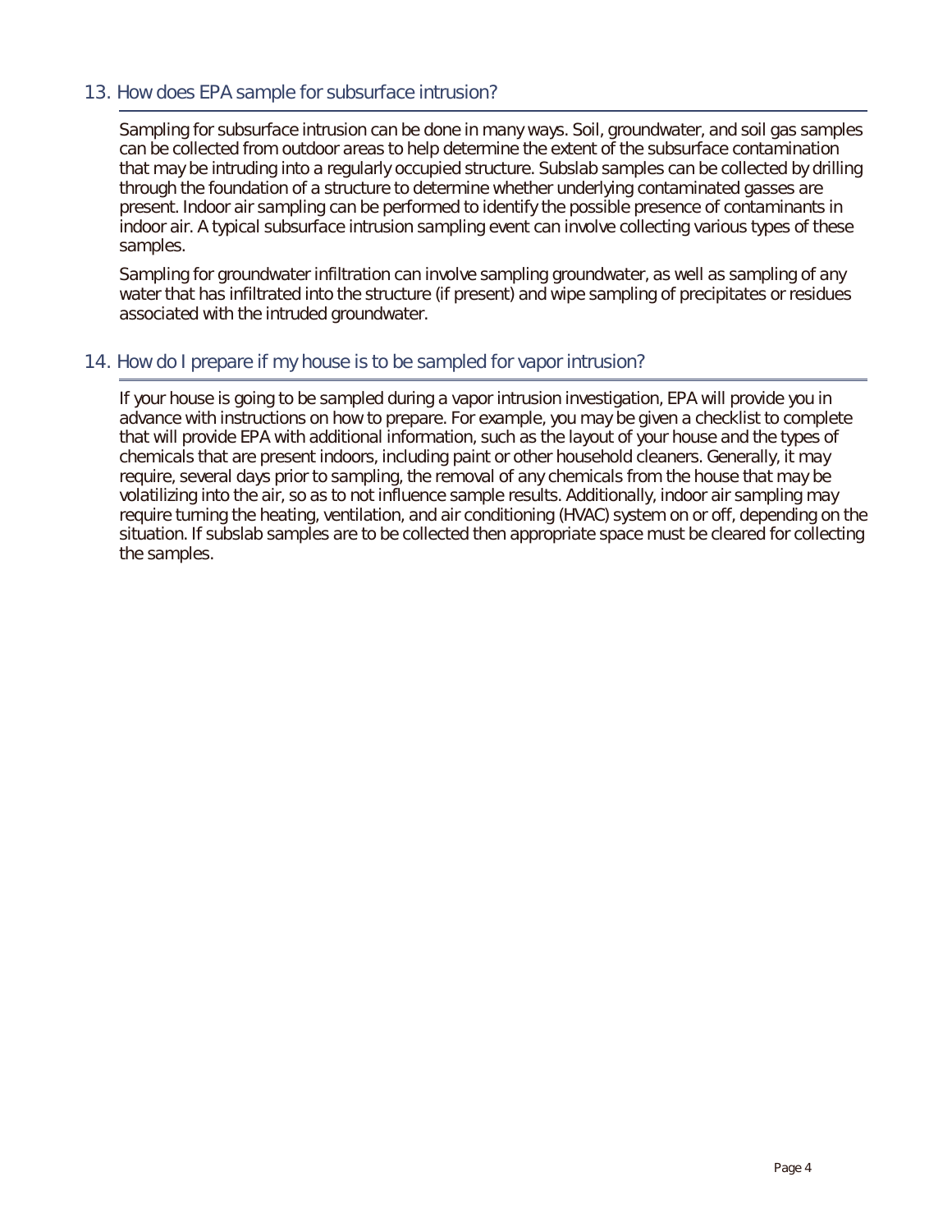## 13. How does EPA sample for subsurface intrusion?

Sampling for subsurface intrusion can be done in many ways. Soil, groundwater, and soil gas samples can be collected from outdoor areas to help determine the extent of the subsurface contamination that may be intruding into a regularly occupied structure. Subslab samples can be collected by drilling through the foundation of a structure to determine whether underlying contaminated gasses are present. Indoor air sampling can be performed to identify the possible presence of contaminants in indoor air. A typical subsurface intrusion sampling event can involve collecting various types of these samples.

Sampling for groundwater infiltration can involve sampling groundwater, as well as sampling of any water that has infiltrated into the structure (if present) and wipe sampling of precipitates or residues associated with the intruded groundwater.

## 14. How do I prepare if my house is to be sampled for vapor intrusion?

If your house is going to be sampled during a vapor intrusion investigation, EPA will provide you in advance with instructions on how to prepare. For example, you may be given a checklist to complete that will provide EPA with additional information, such as the layout of your house and the types of chemicals that are present indoors, including paint or other household cleaners. Generally, it may require, several days prior to sampling, the removal of any chemicals from the house that may be volatilizing into the air, so as to not influence sample results. Additionally, indoor air sampling may require turning the heating, ventilation, and air conditioning (HVAC) system on or off, depending on the situation. If subslab samples are to be collected then appropriate space must be cleared for collecting the samples.